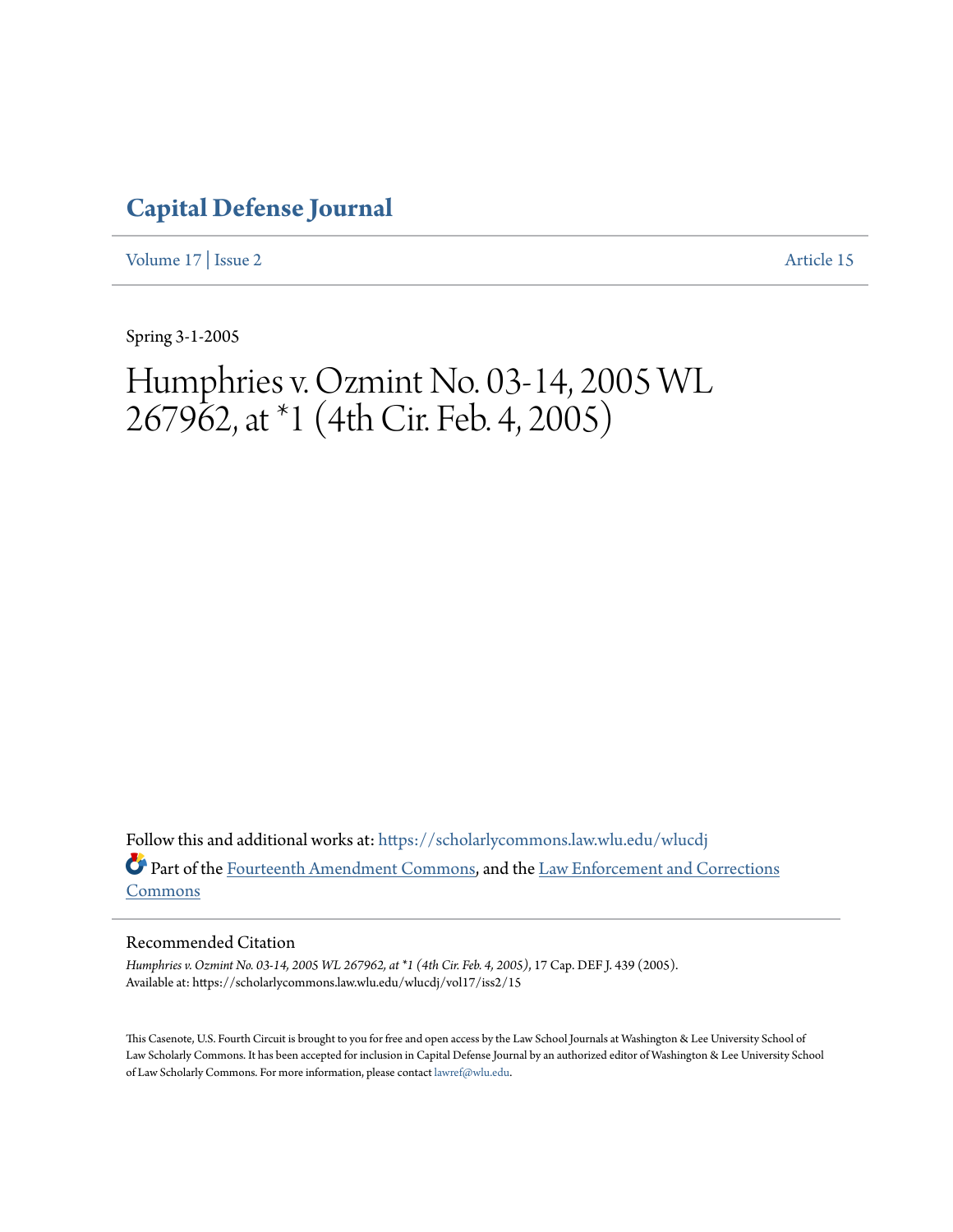# Capital Defense Journal

Volume 17 | Issue 2 Article 15

Spring 3-1-2005

# Humphries v. Ozmint No. 03-14, 2005 WL 267962, at *1 (4th Cir. Feb. 4, 2005)

Follow this and additional works at: https://scholarlycommons.law.wlu.edu/wlucdj

Part of the Fourteenth Amendment Commons, and the Law Enforcement and Corrections Commons

## Recommended Citation

*Humphries v. Ozmint No. 03-14, 2005 WL 267962, at *1 (4th Cir. Feb. 4, 2005)*, 17 Cap. DEF J. 439 (2005). Available at: https://scholarlycommons.law.wlu.edu/wlucdj/vol17/iss2/15

This Casenote, U.S. Fourth Circuit is brought to you for free and open access by the Law School Journals at Washington & Lee University School of Law Scholarly Commons. It has been accepted for inclusion in Capital Defense Journal by an authorized editor of Washington & Lee University School of Law Scholarly Commons. For more information, please contact lawref@wlu.edu.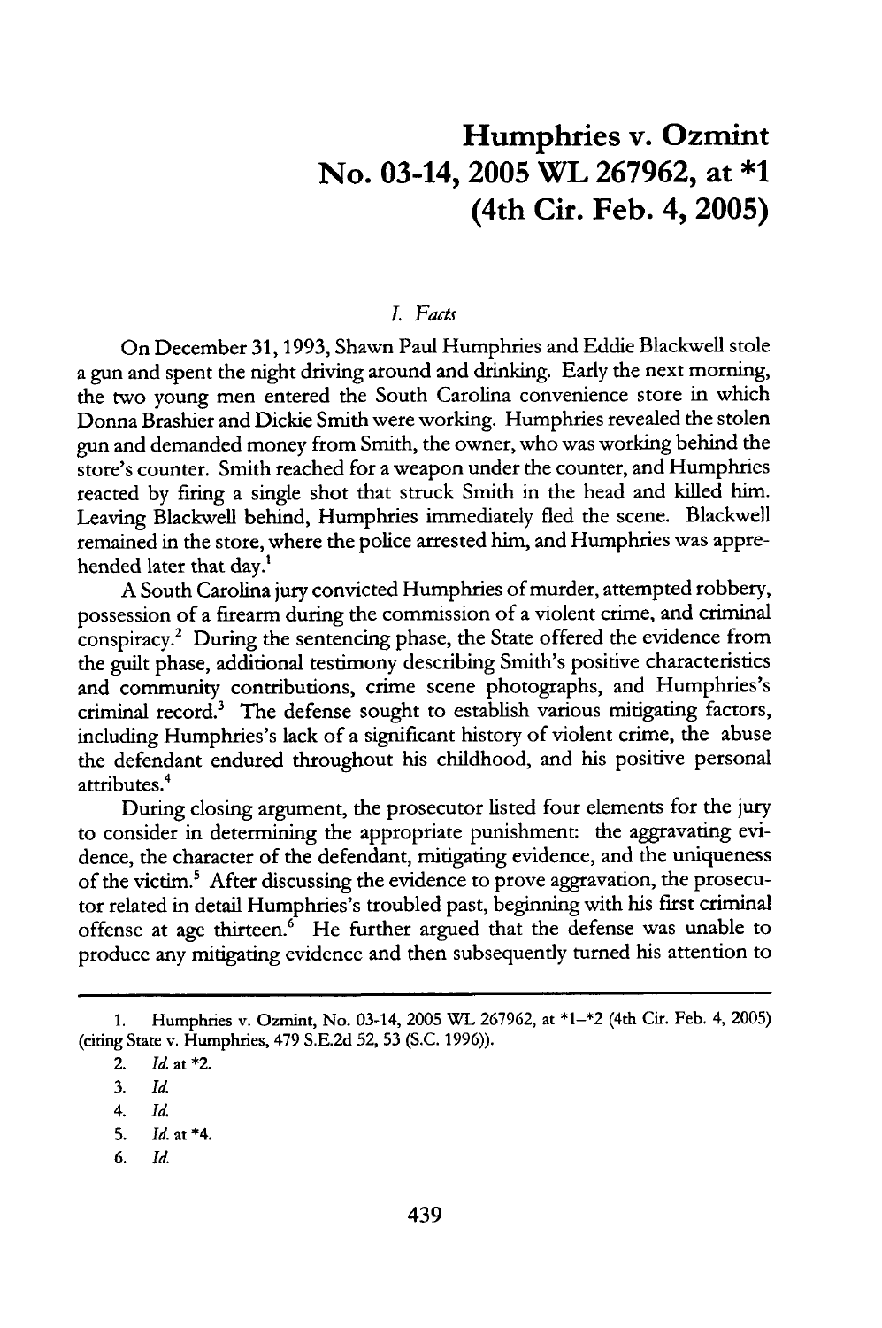# Humphries v. Ozmint
# No. 03-14, 2005 WL 267962, at *1
# (4th Cir. Feb. 4, 2005)

## *I. Facts*

On December 31, 1993, Shawn Paul Humphries and Eddie Blackwell stole a gun and spent the night driving around and drinking. Early the next morning, the two young men entered the South Carolina convenience store in which Donna Brashier and Dickie Smith were working. Humphries revealed the stolen gun and demanded money from Smith, the owner, who was working behind the store's counter. Smith reached for a weapon under the counter, and Humphries reacted by firing a single shot that struck Smith in the head and killed him. Leaving Blackwell behind, Humphries immediately fled the scene. Blackwell remained in the store, where the police arrested him, and Humphries was apprehended later that day.[1]

A South Carolina jury convicted Humphries of murder, attempted robbery, possession of a firearm during the commission of a violent crime, and criminal conspiracy.[2] During the sentencing phase, the State offered the evidence from the guilt phase, additional testimony describing Smith's positive characteristics and community contributions, crime scene photographs, and Humphries's criminal record.[3] The defense sought to establish various mitigating factors, including Humphries's lack of a significant history of violent crime, the abuse the defendant endured throughout his childhood, and his positive personal attributes.[4]

During closing argument, the prosecutor listed four elements for the jury to consider in determining the appropriate punishment: the aggravating evidence, the character of the defendant, mitigating evidence, and the uniqueness of the victim.[5] After discussing the evidence to prove aggravation, the prosecutor related in detail Humphries's troubled past, beginning with his first criminal offense at age thirteen.[6] He further argued that the defense was unable to produce any mitigating evidence and then subsequently turned his attention to

---

1. Humphries v. Ozmint, No. 03-14, 2005 WL 267962, at *1–*2 (4th Cir. Feb. 4, 2005) (citing State v. Humphries, 479 S.E.2d 52, 53 (S.C. 1996)).
2. *Id.* at *2.
3. *Id.*
4. *Id.*
5. *Id.* at *4.
6. *Id.*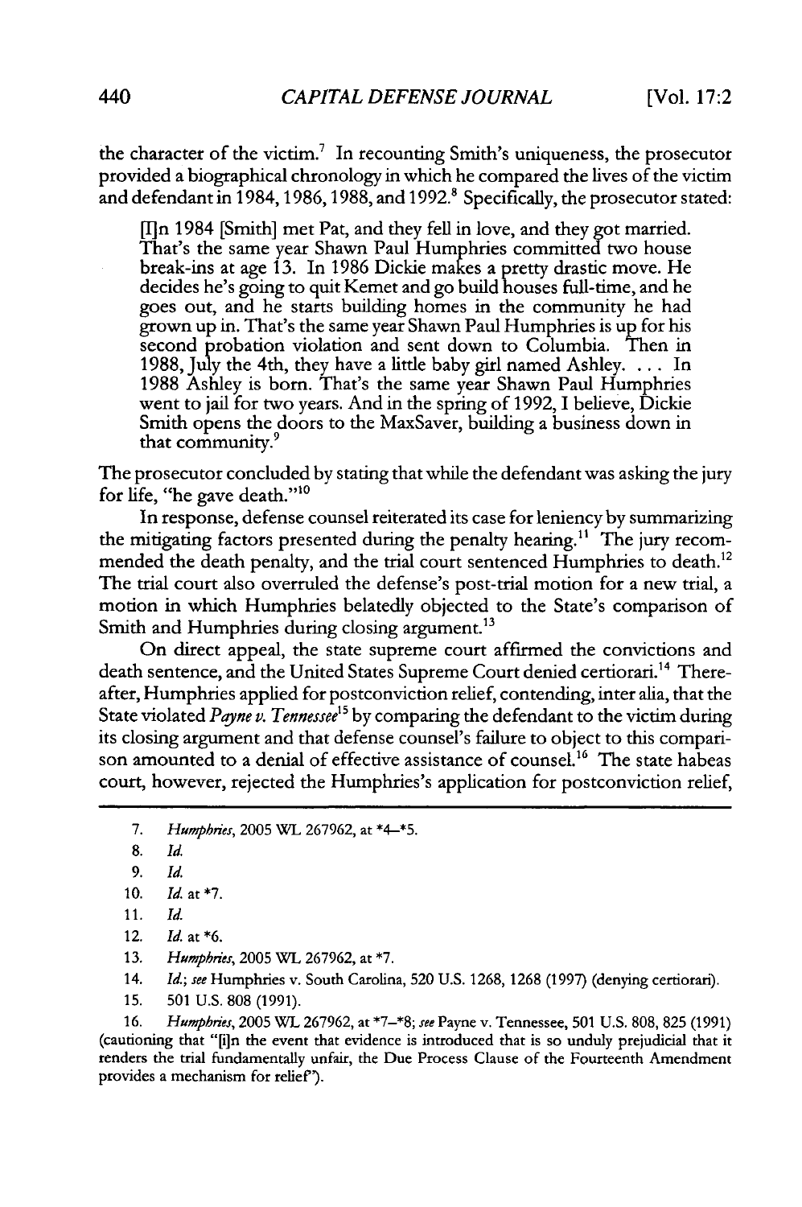the character of the victim.[7] In recounting Smith's uniqueness, the prosecutor provided a biographical chronology in which he compared the lives of the victim and defendant in 1984, 1986, 1988, and 1992.[8] Specifically, the prosecutor stated:

> [I]n 1984 [Smith] met Pat, and they fell in love, and they got married. That's the same year Shawn Paul Humphries committed two house break-ins at age 13. In 1986 Dickie makes a pretty drastic move. He decides he's going to quit Kemet and go build houses full-time, and he goes out, and he starts building homes in the community he had grown up in. That's the same year Shawn Paul Humphries is up for his second probation violation and sent down to Columbia. Then in 1988, July the 4th, they have a little baby girl named Ashley. . . . In 1988 Ashley is born. That's the same year Shawn Paul Humphries went to jail for two years. And in the spring of 1992, I believe, Dickie Smith opens the doors to the MaxSaver, building a business down in that community.[9]

The prosecutor concluded by stating that while the defendant was asking the jury for life, "he gave death."[10]

In response, defense counsel reiterated its case for leniency by summarizing the mitigating factors presented during the penalty hearing.[11] The jury recommended the death penalty, and the trial court sentenced Humphries to death.[12] The trial court also overruled the defense's post-trial motion for a new trial, a motion in which Humphries belatedly objected to the State's comparison of Smith and Humphries during closing argument.[13]

On direct appeal, the state supreme court affirmed the convictions and death sentence, and the United States Supreme Court denied certiorari.[14] Thereafter, Humphries applied for postconviction relief, contending, inter alia, that the State violated *Payne v. Tennessee*[15] by comparing the defendant to the victim during its closing argument and that defense counsel's failure to object to this comparison amounted to a denial of effective assistance of counsel.[16] The state habeas court, however, rejected the Humphries's application for postconviction relief,

---

7. *Humphries*, 2005 WL 267962, at *4–*5.

8. *Id.*

9. *Id.*

10. *Id.* at *7.

11. *Id.*

12. *Id.* at *6.

13. *Humphries*, 2005 WL 267962, at *7.

14. *Id.*; *see* Humphries v. South Carolina, 520 U.S. 1268, 1268 (1997) (denying certiorari).

15. 501 U.S. 808 (1991).

16. *Humphries*, 2005 WL 267962, at *7–*8; *see* Payne v. Tennessee, 501 U.S. 808, 825 (1991) (cautioning that "[i]n the event that evidence is introduced that is so unduly prejudicial that it renders the trial fundamentally unfair, the Due Process Clause of the Fourteenth Amendment provides a mechanism for relief").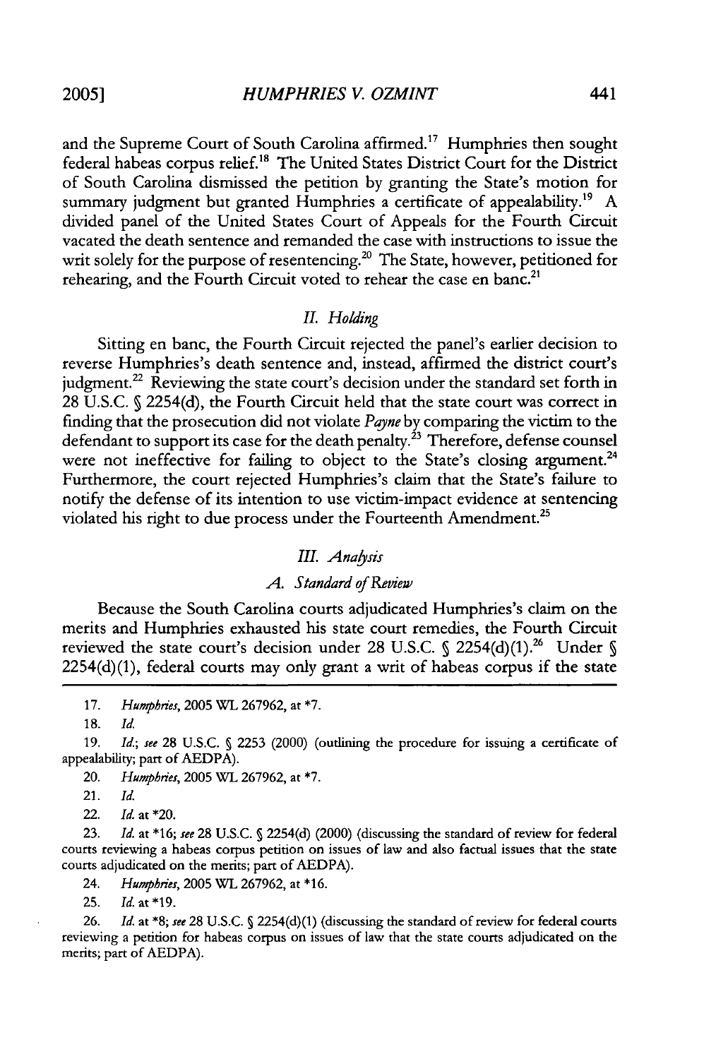and the Supreme Court of South Carolina affirmed.[17] Humphries then sought federal habeas corpus relief.[18] The United States District Court for the District of South Carolina dismissed the petition by granting the State's motion for summary judgment but granted Humphries a certificate of appealability.[19] A divided panel of the United States Court of Appeals for the Fourth Circuit vacated the death sentence and remanded the case with instructions to issue the writ solely for the purpose of resentencing.[20] The State, however, petitioned for rehearing, and the Fourth Circuit voted to rehear the case en banc.[21]

### *II. Holding*

Sitting en banc, the Fourth Circuit rejected the panel's earlier decision to reverse Humphries's death sentence and, instead, affirmed the district court's judgment.[22] Reviewing the state court's decision under the standard set forth in 28 U.S.C. § 2254(d), the Fourth Circuit held that the state court was correct in finding that the prosecution did not violate *Payne* by comparing the victim to the defendant to support its case for the death penalty.[23] Therefore, defense counsel were not ineffective for failing to object to the State's closing argument.[24] Furthermore, the court rejected Humphries's claim that the State's failure to notify the defense of its intention to use victim-impact evidence at sentencing violated his right to due process under the Fourteenth Amendment.[25]

### *III. Analysis*

#### *A. Standard of Review*

Because the South Carolina courts adjudicated Humphries's claim on the merits and Humphries exhausted his state court remedies, the Fourth Circuit reviewed the state court's decision under 28 U.S.C. § 2254(d)(1).[26] Under § 2254(d)(1), federal courts may only grant a writ of habeas corpus if the state

---

17. *Humphries*, 2005 WL 267962, at *7.

18. *Id.*

19. *Id.*; *see* 28 U.S.C. § 2253 (2000) (outlining the procedure for issuing a certificate of appealability; part of AEDPA).

20. *Humphries*, 2005 WL 267962, at *7.

21. *Id.*

22. *Id.* at *20.

23. *Id.* at *16; *see* 28 U.S.C. § 2254(d) (2000) (discussing the standard of review for federal courts reviewing a habeas corpus petition on issues of law and also factual issues that the state courts adjudicated on the merits; part of AEDPA).

24. *Humphries*, 2005 WL 267962, at *16.

25. *Id.* at *19.

26. *Id.* at *8; *see* 28 U.S.C. § 2254(d)(1) (discussing the standard of review for federal courts reviewing a petition for habeas corpus on issues of law that the state courts adjudicated on the merits; part of AEDPA).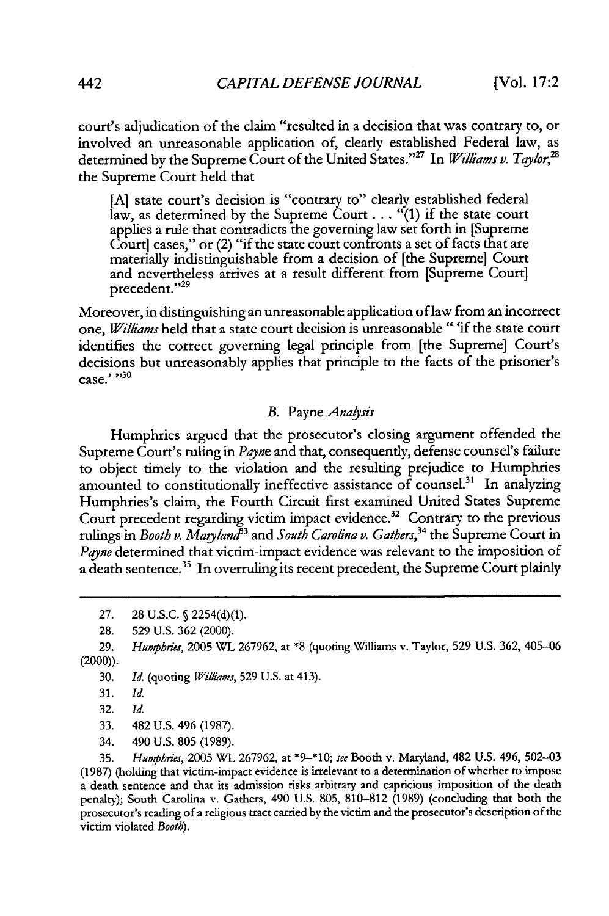court's adjudication of the claim "resulted in a decision that was contrary to, or involved an unreasonable application of, clearly established Federal law, as determined by the Supreme Court of the United States."[27] In *Williams v. Taylor*,[28] the Supreme Court held that

> [A] state court's decision is "contrary to" clearly established federal law, as determined by the Supreme Court . . . "(1) if the state court applies a rule that contradicts the governing law set forth in [Supreme Court] cases," or (2) "if the state court confronts a set of facts that are materially indistinguishable from a decision of [the Supreme] Court and nevertheless arrives at a result different from [Supreme Court] precedent."[29]

Moreover, in distinguishing an unreasonable application of law from an incorrect one, *Williams* held that a state court decision is unreasonable " 'if the state court identifies the correct governing legal principle from [the Supreme] Court's decisions but unreasonably applies that principle to the facts of the prisoner's case.' "[30]

### B. Payne *Analysis*

Humphries argued that the prosecutor's closing argument offended the Supreme Court's ruling in *Payne* and that, consequently, defense counsel's failure to object timely to the violation and the resulting prejudice to Humphries amounted to constitutionally ineffective assistance of counsel.[31] In analyzing Humphries's claim, the Fourth Circuit first examined United States Supreme Court precedent regarding victim impact evidence.[32] Contrary to the previous rulings in *Booth v. Maryland*[33] and *South Carolina v. Gathers*,[34] the Supreme Court in *Payne* determined that victim-impact evidence was relevant to the imposition of a death sentence.[35] In overruling its recent precedent, the Supreme Court plainly

---

27. 28 U.S.C. § 2254(d)(1).

28. 529 U.S. 362 (2000).

29. *Humphries*, 2005 WL 267962, at *8 (quoting Williams v. Taylor, 529 U.S. 362, 405–06 (2000)).

30. *Id.* (quoting *Williams*, 529 U.S. at 413).

31. *Id.*

32. *Id.*

33. 482 U.S. 496 (1987).

34. 490 U.S. 805 (1989).

35. *Humphries*, 2005 WL 267962, at *9–*10; *see* Booth v. Maryland, 482 U.S. 496, 502–03 (1987) (holding that victim-impact evidence is irrelevant to a determination of whether to impose a death sentence and that its admission risks arbitrary and capricious imposition of the death penalty); South Carolina v. Gathers, 490 U.S. 805, 810–812 (1989) (concluding that both the prosecutor's reading of a religious tract carried by the victim and the prosecutor's description of the victim violated *Booth*).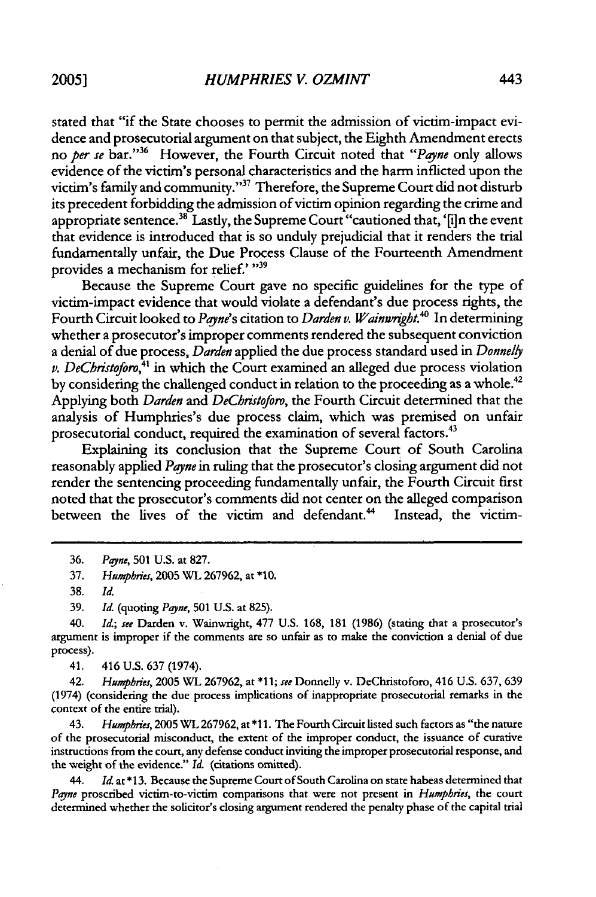stated that "if the State chooses to permit the admission of victim-impact evidence and prosecutorial argument on that subject, the Eighth Amendment erects no *per se* bar."[36] However, the Fourth Circuit noted that "*Payne* only allows evidence of the victim's personal characteristics and the harm inflicted upon the victim's family and community."[37] Therefore, the Supreme Court did not disturb its precedent forbidding the admission of victim opinion regarding the crime and appropriate sentence.[38] Lastly, the Supreme Court "cautioned that, '[i]n the event that evidence is introduced that is so unduly prejudicial that it renders the trial fundamentally unfair, the Due Process Clause of the Fourteenth Amendment provides a mechanism for relief.' "[39]

Because the Supreme Court gave no specific guidelines for the type of victim-impact evidence that would violate a defendant's due process rights, the Fourth Circuit looked to *Payne*'s citation to *Darden v. Wainwright*.[40] In determining whether a prosecutor's improper comments rendered the subsequent conviction a denial of due process, *Darden* applied the due process standard used in *Donnelly v. DeChristoforo*,[41] in which the Court examined an alleged due process violation by considering the challenged conduct in relation to the proceeding as a whole.[42] Applying both *Darden* and *DeChristoforo*, the Fourth Circuit determined that the analysis of Humphries's due process claim, which was premised on unfair prosecutorial conduct, required the examination of several factors.[43]

Explaining its conclusion that the Supreme Court of South Carolina reasonably applied *Payne* in ruling that the prosecutor's closing argument did not render the sentencing proceeding fundamentally unfair, the Fourth Circuit first noted that the prosecutor's comments did not center on the alleged comparison between the lives of the victim and defendant.[44] Instead, the victim-

---

36. *Payne*, 501 U.S. at 827.

37. *Humphries*, 2005 WL 267962, at *10.

38. *Id.*

39. *Id.* (quoting *Payne*, 501 U.S. at 825).

40. *Id.*; *see* Darden v. Wainwright, 477 U.S. 168, 181 (1986) (stating that a prosecutor's argument is improper if the comments are so unfair as to make the conviction a denial of due process).

41. 416 U.S. 637 (1974).

42. *Humphries*, 2005 WL 267962, at *11; *see* Donnelly v. DeChristoforo, 416 U.S. 637, 639 (1974) (considering the due process implications of inappropriate prosecutorial remarks in the context of the entire trial).

43. *Humphries*, 2005 WL 267962, at *11. The Fourth Circuit listed such factors as "the nature of the prosecutorial misconduct, the extent of the improper conduct, the issuance of curative instructions from the court, any defense conduct inviting the improper prosecutorial response, and the weight of the evidence." *Id.* (citations omitted).

44. *Id.* at *13. Because the Supreme Court of South Carolina on state habeas determined that *Payne* proscribed victim-to-victim comparisons that were not present in *Humphries*, the court determined whether the solicitor's closing argument rendered the penalty phase of the capital trial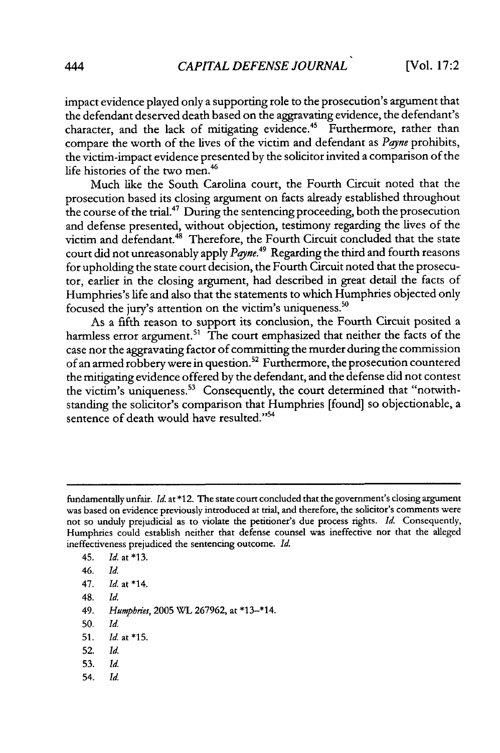impact evidence played only a supporting role to the prosecution's argument that the defendant deserved death based on the aggravating evidence, the defendant's character, and the lack of mitigating evidence.[45] Furthermore, rather than compare the worth of the lives of the victim and defendant as *Payne* prohibits, the victim-impact evidence presented by the solicitor invited a comparison of the life histories of the two men.[46]

Much like the South Carolina court, the Fourth Circuit noted that the prosecution based its closing argument on facts already established throughout the course of the trial.[47] During the sentencing proceeding, both the prosecution and defense presented, without objection, testimony regarding the lives of the victim and defendant.[48] Therefore, the Fourth Circuit concluded that the state court did not unreasonably apply *Payne*.[49] Regarding the third and fourth reasons for upholding the state court decision, the Fourth Circuit noted that the prosecutor, earlier in the closing argument, had described in great detail the facts of Humphries's life and also that the statements to which Humphries objected only focused the jury's attention on the victim's uniqueness.[50]

As a fifth reason to support its conclusion, the Fourth Circuit posited a harmless error argument.[51] The court emphasized that neither the facts of the case nor the aggravating factor of committing the murder during the commission of an armed robbery were in question.[52] Furthermore, the prosecution countered the mitigating evidence offered by the defendant, and the defense did not contest the victim's uniqueness.[53] Consequently, the court determined that "notwithstanding the solicitor's comparison that Humphries [found] so objectionable, a sentence of death would have resulted."[54]

---

fundamentally unfair. *Id.* at *12. The state court concluded that the government's closing argument was based on evidence previously introduced at trial, and therefore, the solicitor's comments were not so unduly prejudicial as to violate the petitioner's due process rights. *Id.* Consequently, Humphries could establish neither that defense counsel was ineffective nor that the alleged ineffectiveness prejudiced the sentencing outcome. *Id.*

45. *Id.* at *13.

46. *Id.*

47. *Id.* at *14.

48. *Id.*

49. *Humphries*, 2005 WL 267962, at *13–*14.

50. *Id.*

51. *Id.* at *15.

52. *Id.*

53. *Id.*

54. *Id.*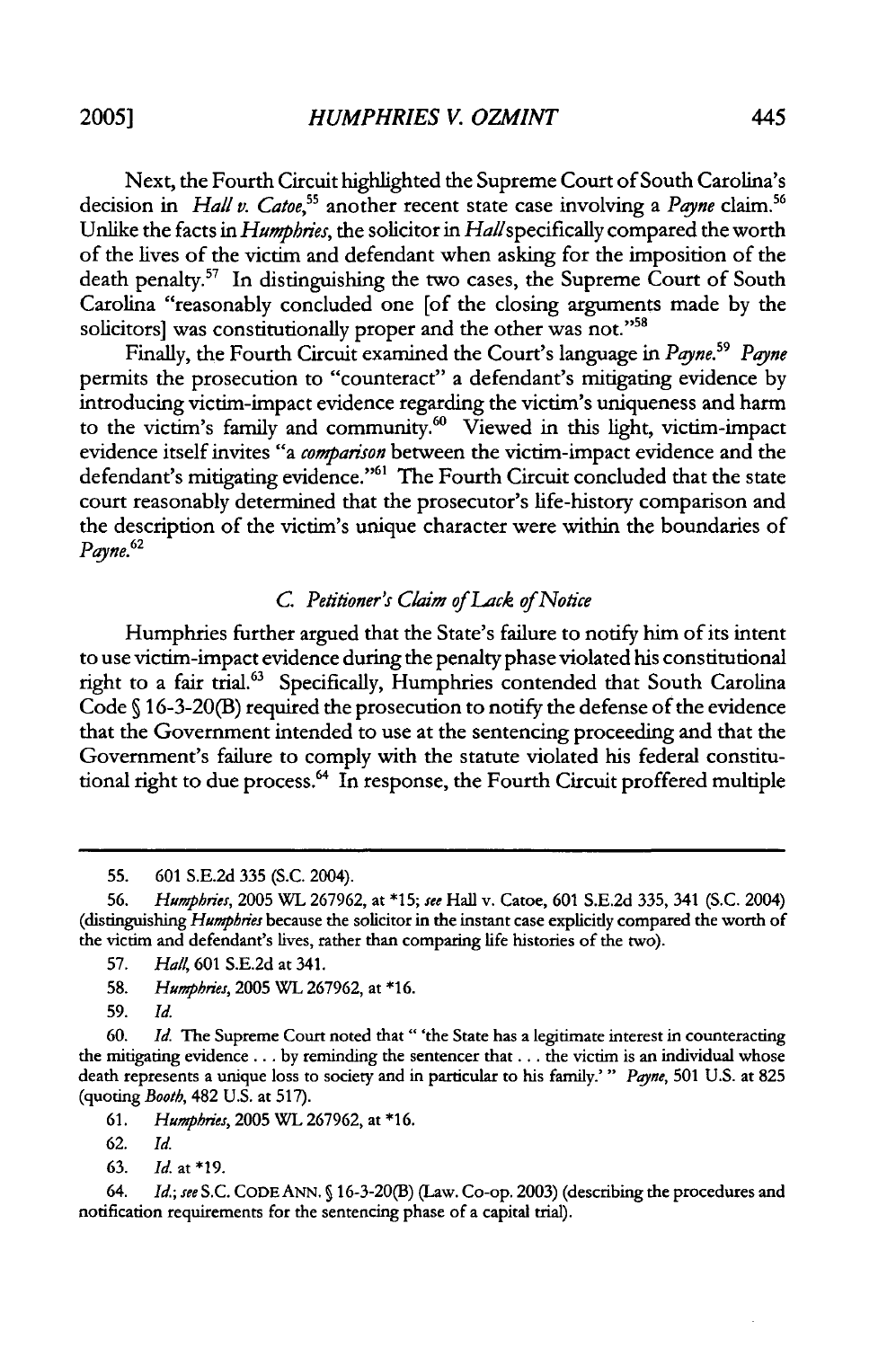Next, the Fourth Circuit highlighted the Supreme Court of South Carolina's decision in *Hall v. Catoe*,[55] another recent state case involving a *Payne* claim.[56] Unlike the facts in *Humphries*, the solicitor in *Hall* specifically compared the worth of the lives of the victim and defendant when asking for the imposition of the death penalty.[57] In distinguishing the two cases, the Supreme Court of South Carolina "reasonably concluded one [of the closing arguments made by the solicitors] was constitutionally proper and the other was not."[58]

Finally, the Fourth Circuit examined the Court's language in *Payne*.[59] *Payne* permits the prosecution to "counteract" a defendant's mitigating evidence by introducing victim-impact evidence regarding the victim's uniqueness and harm to the victim's family and community.[60] Viewed in this light, victim-impact evidence itself invites "a *comparison* between the victim-impact evidence and the defendant's mitigating evidence."[61] The Fourth Circuit concluded that the state court reasonably determined that the prosecutor's life-history comparison and the description of the victim's unique character were within the boundaries of *Payne*.[62]

### *C. Petitioner's Claim of Lack of Notice*

Humphries further argued that the State's failure to notify him of its intent to use victim-impact evidence during the penalty phase violated his constitutional right to a fair trial.[63] Specifically, Humphries contended that South Carolina Code § 16-3-20(B) required the prosecution to notify the defense of the evidence that the Government intended to use at the sentencing proceeding and that the Government's failure to comply with the statute violated his federal constitutional right to due process.[64] In response, the Fourth Circuit proffered multiple

---

55. 601 S.E.2d 335 (S.C. 2004).

56. *Humphries*, 2005 WL 267962, at *15; *see* Hall v. Catoe, 601 S.E.2d 335, 341 (S.C. 2004) (distinguishing *Humphries* because the solicitor in the instant case explicitly compared the worth of the victim and defendant's lives, rather than comparing life histories of the two).

57. *Hall*, 601 S.E.2d at 341.

58. *Humphries*, 2005 WL 267962, at *16.

59. *Id.*

60. *Id.* The Supreme Court noted that " 'the State has a legitimate interest in counteracting the mitigating evidence . . . by reminding the sentencer that . . . the victim is an individual whose death represents a unique loss to society and in particular to his family.' " *Payne*, 501 U.S. at 825 (quoting *Booth*, 482 U.S. at 517).

61. *Humphries*, 2005 WL 267962, at *16.

62. *Id.*

63. *Id.* at *19.

64. *Id.*; *see* S.C. CODE ANN. § 16-3-20(B) (Law. Co-op. 2003) (describing the procedures and notification requirements for the sentencing phase of a capital trial).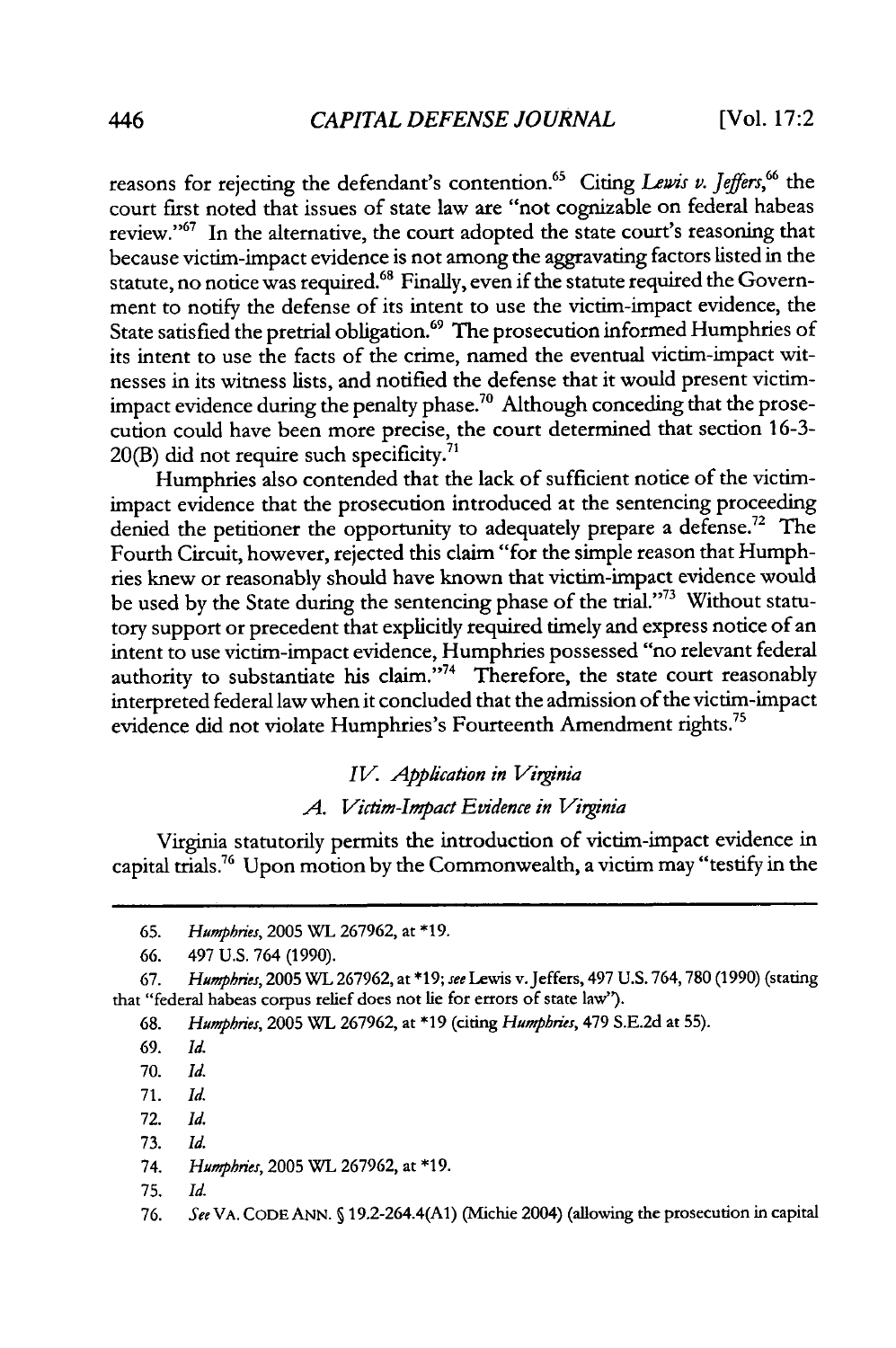reasons for rejecting the defendant's contention.[65] Citing *Lewis v. Jeffers*,[66] the court first noted that issues of state law are "not cognizable on federal habeas review."[67] In the alternative, the court adopted the state court's reasoning that because victim-impact evidence is not among the aggravating factors listed in the statute, no notice was required.[68] Finally, even if the statute required the Government to notify the defense of its intent to use the victim-impact evidence, the State satisfied the pretrial obligation.[69] The prosecution informed Humphries of its intent to use the facts of the crime, named the eventual victim-impact witnesses in its witness lists, and notified the defense that it would present victim-impact evidence during the penalty phase.[70] Although conceding that the prosecution could have been more precise, the court determined that section 16-3-20(B) did not require such specificity.[71]

Humphries also contended that the lack of sufficient notice of the victim-impact evidence that the prosecution introduced at the sentencing proceeding denied the petitioner the opportunity to adequately prepare a defense.[72] The Fourth Circuit, however, rejected this claim "for the simple reason that Humphries knew or reasonably should have known that victim-impact evidence would be used by the State during the sentencing phase of the trial."[73] Without statutory support or precedent that explicitly required timely and express notice of an intent to use victim-impact evidence, Humphries possessed "no relevant federal authority to substantiate his claim."[74] Therefore, the state court reasonably interpreted federal law when it concluded that the admission of the victim-impact evidence did not violate Humphries's Fourteenth Amendment rights.[75]

## *IV. Application in Virginia*

### *A. Victim-Impact Evidence in Virginia*

Virginia statutorily permits the introduction of victim-impact evidence in capital trials.[76] Upon motion by the Commonwealth, a victim may "testify in the

---

65. *Humphries*, 2005 WL 267962, at *19.

66. 497 U.S. 764 (1990).

67. *Humphries*, 2005 WL 267962, at *19; *see* Lewis v. Jeffers, 497 U.S. 764, 780 (1990) (stating that "federal habeas corpus relief does not lie for errors of state law").

68. *Humphries*, 2005 WL 267962, at *19 (citing *Humphries*, 479 S.E.2d at 55).

69. *Id.*

70. *Id.*

71. *Id.*

72. *Id.*

73. *Id.*

74. *Humphries*, 2005 WL 267962, at *19.

75. *Id.*

76. *See* VA. CODE ANN. § 19.2-264.4(A1) (Michie 2004) (allowing the prosecution in capital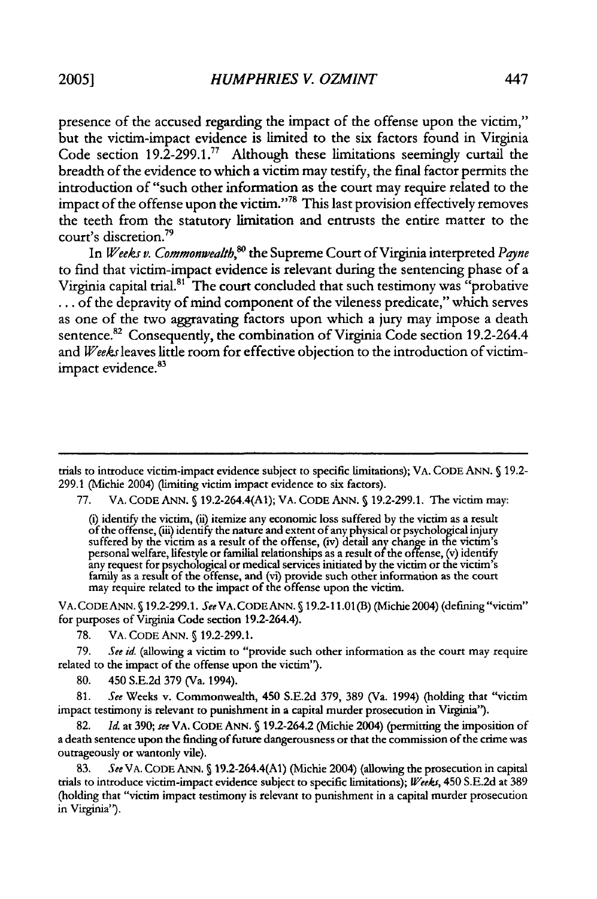presence of the accused regarding the impact of the offense upon the victim," but the victim-impact evidence is limited to the six factors found in Virginia Code section 19.2-299.1.[77] Although these limitations seemingly curtail the breadth of the evidence to which a victim may testify, the final factor permits the introduction of "such other information as the court may require related to the impact of the offense upon the victim."[78] This last provision effectively removes the teeth from the statutory limitation and entrusts the entire matter to the court's discretion.[79]

In *Weeks v. Commonwealth*,[80] the Supreme Court of Virginia interpreted *Payne* to find that victim-impact evidence is relevant during the sentencing phase of a Virginia capital trial.[81] The court concluded that such testimony was "probative . . . of the depravity of mind component of the vileness predicate," which serves as one of the two aggravating factors upon which a jury may impose a death sentence.[82] Consequently, the combination of Virginia Code section 19.2-264.4 and *Weeks* leaves little room for effective objection to the introduction of victim-impact evidence.[83]

---

trials to introduce victim-impact evidence subject to specific limitations); VA. CODE ANN. § 19.2-299.1 (Michie 2004) (limiting victim impact evidence to six factors).

77. VA. CODE ANN. § 19.2-264.4(A1); VA. CODE ANN. § 19.2-299.1. The victim may:

> (i) identify the victim, (ii) itemize any economic loss suffered by the victim as a result of the offense, (iii) identify the nature and extent of any physical or psychological injury suffered by the victim as a result of the offense, (iv) detail any change in the victim's personal welfare, lifestyle or familial relationships as a result of the offense, (v) identify any request for psychological or medical services initiated by the victim or the victim's family as a result of the offense, and (vi) provide such other information as the court may require related to the impact of the offense upon the victim.

VA. CODE ANN. § 19.2-299.1. *See* VA. CODE ANN. § 19.2-11.01(B) (Michie 2004) (defining "victim" for purposes of Virginia Code section 19.2-264.4).

78. VA. CODE ANN. § 19.2-299.1.

79. *See id.* (allowing a victim to "provide such other information as the court may require related to the impact of the offense upon the victim").

80. 450 S.E.2d 379 (Va. 1994).

81. *See* Weeks v. Commonwealth, 450 S.E.2d 379, 389 (Va. 1994) (holding that "victim impact testimony is relevant to punishment in a capital murder prosecution in Virginia").

82. *Id.* at 390; *see* VA. CODE ANN. § 19.2-264.2 (Michie 2004) (permitting the imposition of a death sentence upon the finding of future dangerousness or that the commission of the crime was outrageously or wantonly vile).

83. *See* VA. CODE ANN. § 19.2-264.4(A1) (Michie 2004) (allowing the prosecution in capital trials to introduce victim-impact evidence subject to specific limitations); *Weeks*, 450 S.E.2d at 389 (holding that "victim impact testimony is relevant to punishment in a capital murder prosecution in Virginia").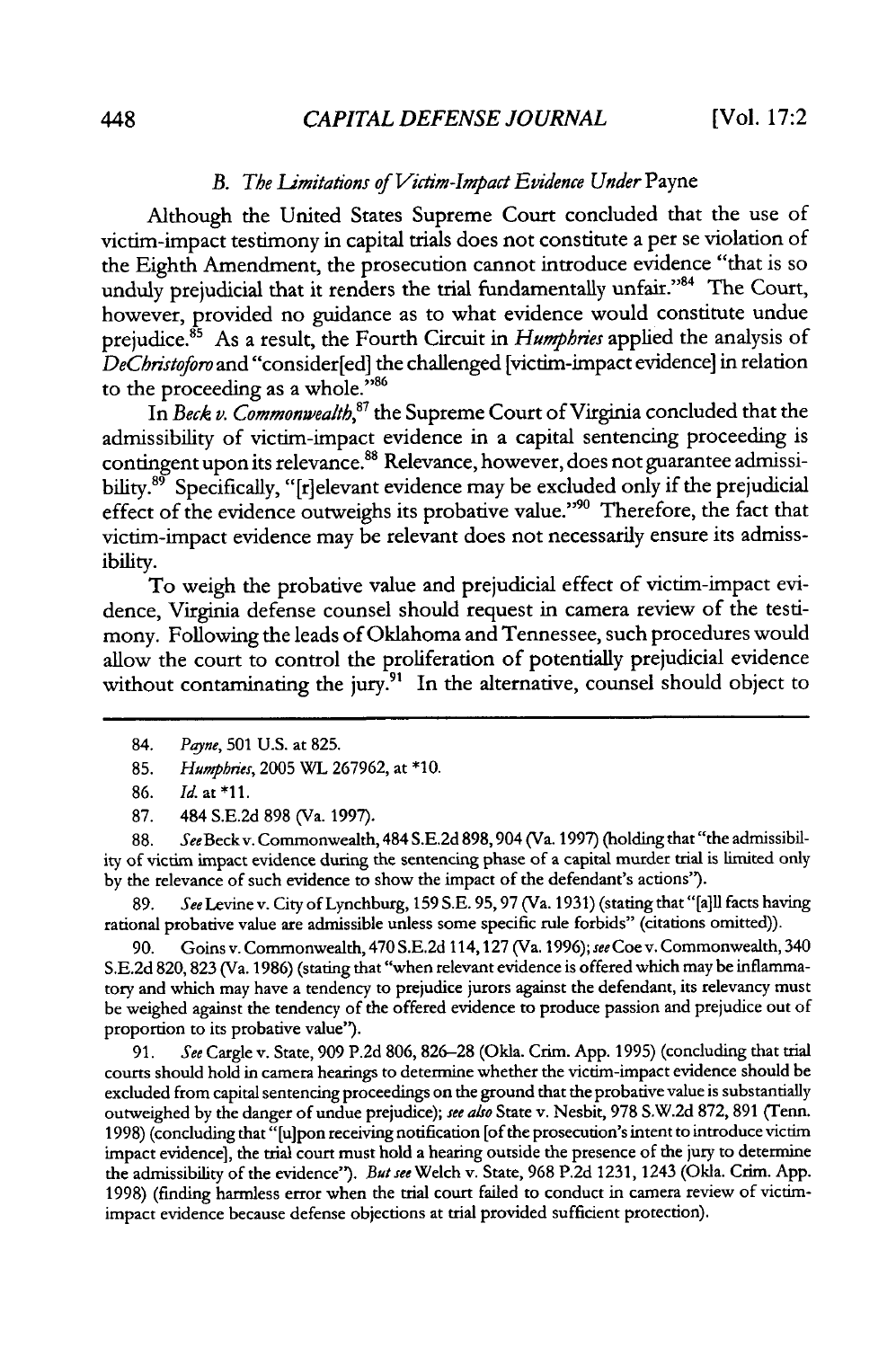### B. *The Limitations of Victim-Impact Evidence Under* Payne

Although the United States Supreme Court concluded that the use of victim-impact testimony in capital trials does not constitute a per se violation of the Eighth Amendment, the prosecution cannot introduce evidence "that is so unduly prejudicial that it renders the trial fundamentally unfair."[84] The Court, however, provided no guidance as to what evidence would constitute undue prejudice.[85] As a result, the Fourth Circuit in *Humphries* applied the analysis of *DeChristoforo* and "consider[ed] the challenged [victim-impact evidence] in relation to the proceeding as a whole."[86]

In *Beck v. Commonwealth*,[87] the Supreme Court of Virginia concluded that the admissibility of victim-impact evidence in a capital sentencing proceeding is contingent upon its relevance.[88] Relevance, however, does not guarantee admissibility.[89] Specifically, "[r]elevant evidence may be excluded only if the prejudicial effect of the evidence outweighs its probative value."[90] Therefore, the fact that victim-impact evidence may be relevant does not necessarily ensure its admissibility.

To weigh the probative value and prejudicial effect of victim-impact evidence, Virginia defense counsel should request in camera review of the testimony. Following the leads of Oklahoma and Tennessee, such procedures would allow the court to control the proliferation of potentially prejudicial evidence without contaminating the jury.[91] In the alternative, counsel should object to

---

84. *Payne*, 501 U.S. at 825.

85. *Humphries*, 2005 WL 267962, at \*10.

86. *Id.* at \*11.

87. 484 S.E.2d 898 (Va. 1997).

88. *See* Beck v. Commonwealth, 484 S.E.2d 898, 904 (Va. 1997) (holding that "the admissibility of victim impact evidence during the sentencing phase of a capital murder trial is limited only by the relevance of such evidence to show the impact of the defendant's actions").

89. *See* Levine v. City of Lynchburg, 159 S.E. 95, 97 (Va. 1931) (stating that "[a]ll facts having rational probative value are admissible unless some specific rule forbids" (citations omitted)).

90. Goins v. Commonwealth, 470 S.E.2d 114, 127 (Va. 1996); *see* Coe v. Commonwealth, 340 S.E.2d 820, 823 (Va. 1986) (stating that "when relevant evidence is offered which may be inflammatory and which may have a tendency to prejudice jurors against the defendant, its relevancy must be weighed against the tendency of the offered evidence to produce passion and prejudice out of proportion to its probative value").

91. *See* Cargle v. State, 909 P.2d 806, 826–28 (Okla. Crim. App. 1995) (concluding that trial courts should hold in camera hearings to determine whether the victim-impact evidence should be excluded from capital sentencing proceedings on the ground that the probative value is substantially outweighed by the danger of undue prejudice); *see also* State v. Nesbit, 978 S.W.2d 872, 891 (Tenn. 1998) (concluding that "[u]pon receiving notification [of the prosecution's intent to introduce victim impact evidence], the trial court must hold a hearing outside the presence of the jury to determine the admissibility of the evidence"). *But see* Welch v. State, 968 P.2d 1231, 1243 (Okla. Crim. App. 1998) (finding harmless error when the trial court failed to conduct in camera review of victim-impact evidence because defense objections at trial provided sufficient protection).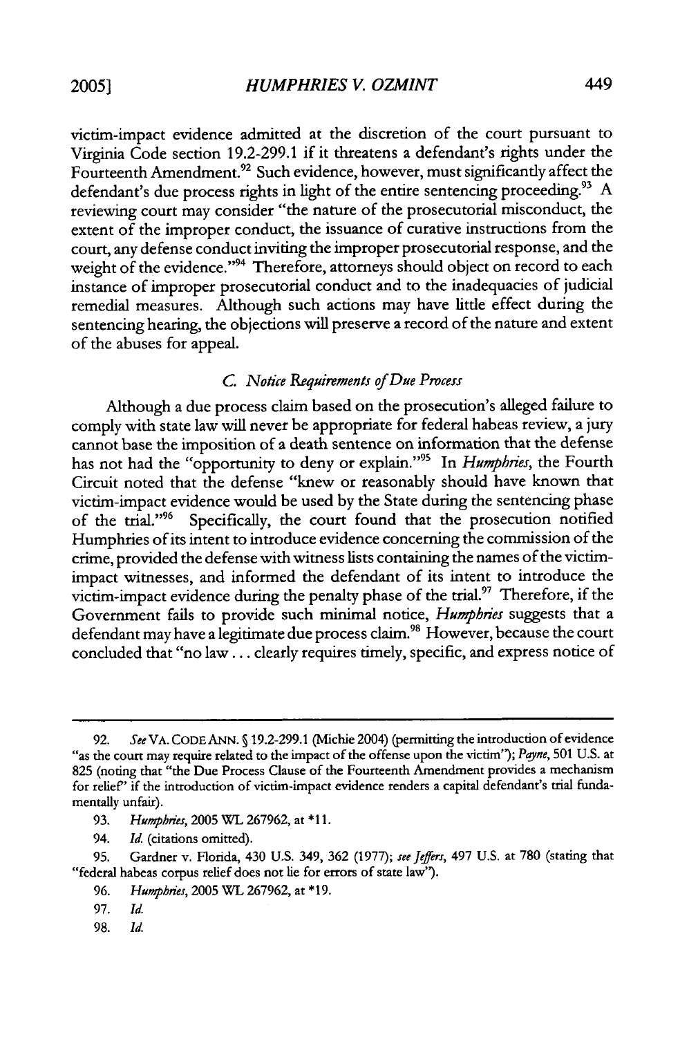victim-impact evidence admitted at the discretion of the court pursuant to Virginia Code section 19.2-299.1 if it threatens a defendant's rights under the Fourteenth Amendment.[92] Such evidence, however, must significantly affect the defendant's due process rights in light of the entire sentencing proceeding.[93] A reviewing court may consider "the nature of the prosecutorial misconduct, the extent of the improper conduct, the issuance of curative instructions from the court, any defense conduct inviting the improper prosecutorial response, and the weight of the evidence."[94] Therefore, attorneys should object on record to each instance of improper prosecutorial conduct and to the inadequacies of judicial remedial measures. Although such actions may have little effect during the sentencing hearing, the objections will preserve a record of the nature and extent of the abuses for appeal.

### *C. Notice Requirements of Due Process*

Although a due process claim based on the prosecution's alleged failure to comply with state law will never be appropriate for federal habeas review, a jury cannot base the imposition of a death sentence on information that the defense has not had the "opportunity to deny or explain."[95] In *Humphries*, the Fourth Circuit noted that the defense "knew or reasonably should have known that victim-impact evidence would be used by the State during the sentencing phase of the trial."[96] Specifically, the court found that the prosecution notified Humphries of its intent to introduce evidence concerning the commission of the crime, provided the defense with witness lists containing the names of the victim-impact witnesses, and informed the defendant of its intent to introduce the victim-impact evidence during the penalty phase of the trial.[97] Therefore, if the Government fails to provide such minimal notice, *Humphries* suggests that a defendant may have a legitimate due process claim.[98] However, because the court concluded that "no law . . . clearly requires timely, specific, and express notice of

---

92. *See* VA. CODE ANN. § 19.2-299.1 (Michie 2004) (permitting the introduction of evidence "as the court may require related to the impact of the offense upon the victim"); *Payne*, 501 U.S. at 825 (noting that "the Due Process Clause of the Fourteenth Amendment provides a mechanism for relief" if the introduction of victim-impact evidence renders a capital defendant's trial fundamentally unfair).

93. *Humphries*, 2005 WL 267962, at *11.

94. *Id.* (citations omitted).

95. Gardner v. Florida, 430 U.S. 349, 362 (1977); *see Jeffers*, 497 U.S. at 780 (stating that "federal habeas corpus relief does not lie for errors of state law").

96. *Humphries*, 2005 WL 267962, at *19.

97. *Id.*

98. *Id.*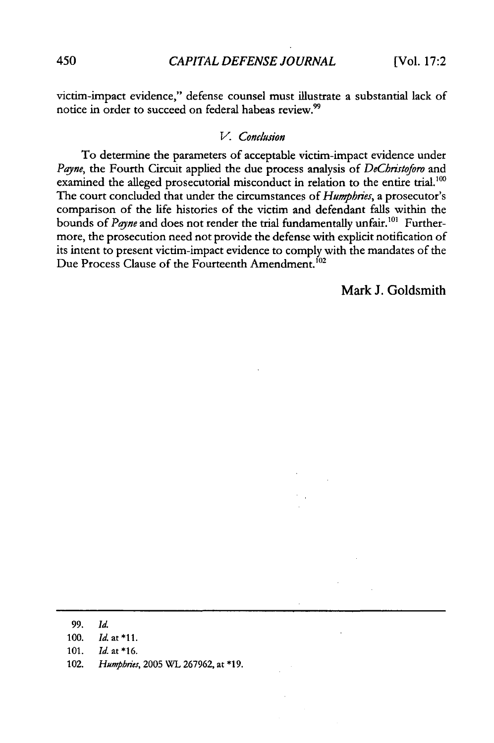victim-impact evidence," defense counsel must illustrate a substantial lack of notice in order to succeed on federal habeas review.[99]

### *V. Conclusion*

To determine the parameters of acceptable victim-impact evidence under *Payne*, the Fourth Circuit applied the due process analysis of *DeChristoforo* and examined the alleged prosecutorial misconduct in relation to the entire trial.[100] The court concluded that under the circumstances of *Humphries*, a prosecutor's comparison of the life histories of the victim and defendant falls within the bounds of *Payne* and does not render the trial fundamentally unfair.[101] Furthermore, the prosecution need not provide the defense with explicit notification of its intent to present victim-impact evidence to comply with the mandates of the Due Process Clause of the Fourteenth Amendment.[102]

Mark J. Goldsmith

---

99. *Id.*

100. *Id.* at *11.

101. *Id.* at *16.

102. *Humphries*, 2005 WL 267962, at *19.